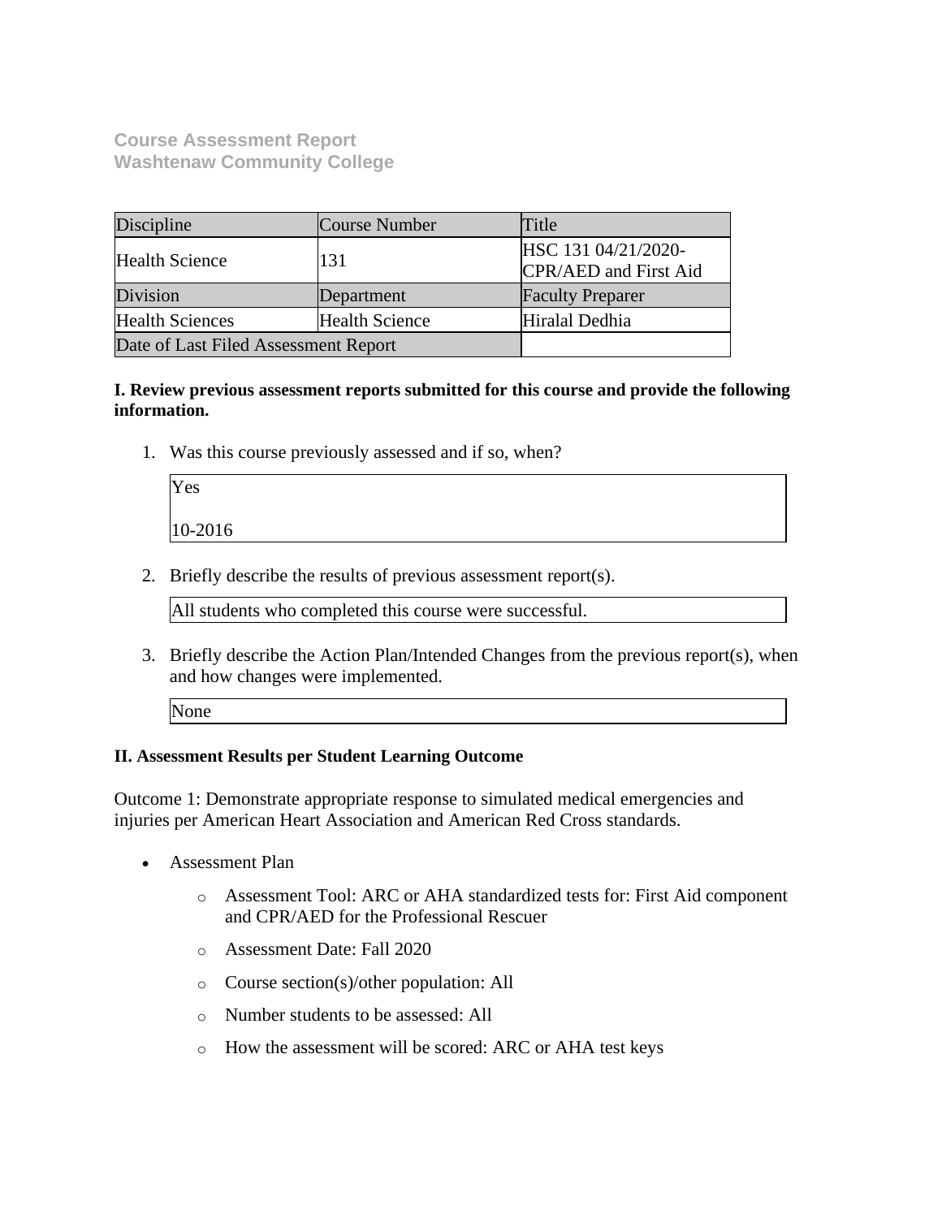**Course Assessment Report**
**Washtenaw Community College**

| Discipline | Course Number | Title |
|---|---|---|
| Health Science | 131 | HSC 131 04/21/2020-CPR/AED and First Aid |
| Division | Department | Faculty Preparer |
| Health Sciences | Health Science | Hiralal Dedhia |
| Date of Last Filed Assessment Report | | |

**I. Review previous assessment reports submitted for this course and provide the following information.**

1. Was this course previously assessed and if so, when?

   Yes

   10-2016

2. Briefly describe the results of previous assessment report(s).

   All students who completed this course were successful.

3. Briefly describe the Action Plan/Intended Changes from the previous report(s), when and how changes were implemented.

   None

**II. Assessment Results per Student Learning Outcome**

Outcome 1: Demonstrate appropriate response to simulated medical emergencies and injuries per American Heart Association and American Red Cross standards.

- Assessment Plan
  - Assessment Tool: ARC or AHA standardized tests for: First Aid component and CPR/AED for the Professional Rescuer
  - Assessment Date: Fall 2020
  - Course section(s)/other population: All
  - Number students to be assessed: All
  - How the assessment will be scored: ARC or AHA test keys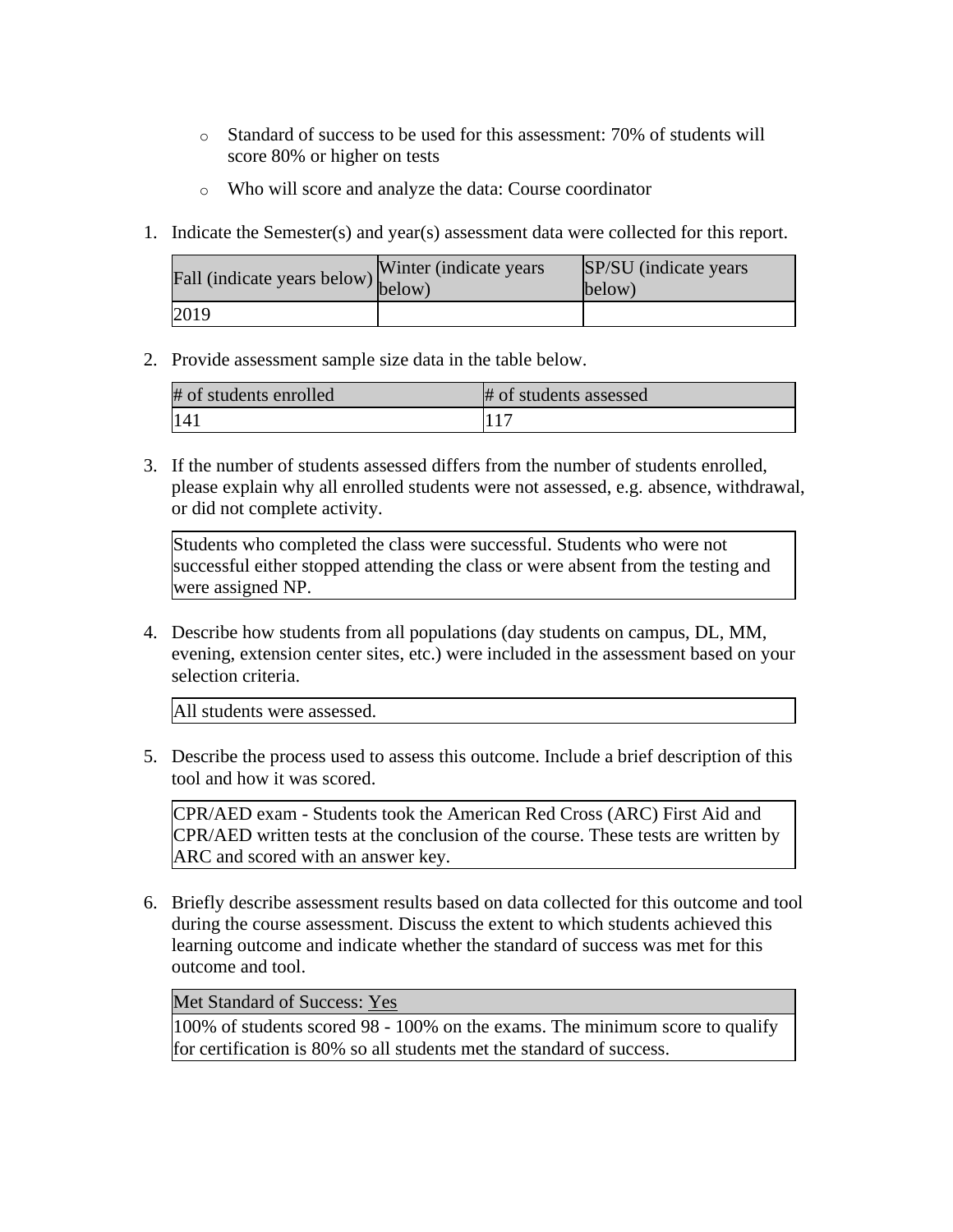- Standard of success to be used for this assessment: 70% of students will score 80% or higher on tests
- Who will score and analyze the data: Course coordinator

1. Indicate the Semester(s) and year(s) assessment data were collected for this report.

| Fall (indicate years below) | Winter (indicate years below) | SP/SU (indicate years below) |
| --- | --- | --- |
| 2019 | | |

2. Provide assessment sample size data in the table below.

| # of students enrolled | # of students assessed |
| --- | --- |
| 141 | 117 |

3. If the number of students assessed differs from the number of students enrolled, please explain why all enrolled students were not assessed, e.g. absence, withdrawal, or did not complete activity.

| Students who completed the class were successful. Students who were not successful either stopped attending the class or were absent from the testing and were assigned NP. |
| --- |

4. Describe how students from all populations (day students on campus, DL, MM, evening, extension center sites, etc.) were included in the assessment based on your selection criteria.

| All students were assessed. |
| --- |

5. Describe the process used to assess this outcome. Include a brief description of this tool and how it was scored.

| CPR/AED exam - Students took the American Red Cross (ARC) First Aid and CPR/AED written tests at the conclusion of the course. These tests are written by ARC and scored with an answer key. |
| --- |

6. Briefly describe assessment results based on data collected for this outcome and tool during the course assessment. Discuss the extent to which students achieved this learning outcome and indicate whether the standard of success was met for this outcome and tool.

| Met Standard of Success: Yes |
| --- |
| 100% of students scored 98 - 100% on the exams. The minimum score to qualify for certification is 80% so all students met the standard of success. |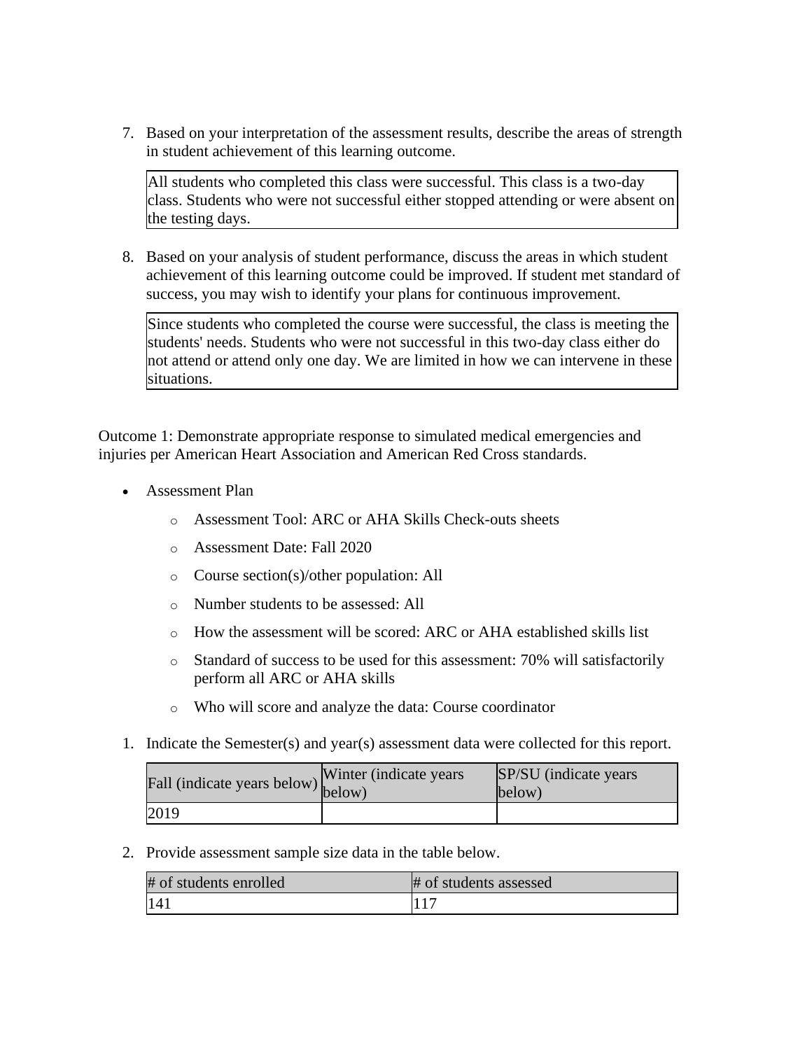7. Based on your interpretation of the assessment results, describe the areas of strength in student achievement of this learning outcome.

| All students who completed this class were successful. This class is a two-day class. Students who were not successful either stopped attending or were absent on the testing days. |
|---|

8. Based on your analysis of student performance, discuss the areas in which student achievement of this learning outcome could be improved. If student met standard of success, you may wish to identify your plans for continuous improvement.

| Since students who completed the course were successful, the class is meeting the students' needs. Students who were not successful in this two-day class either do not attend or attend only one day. We are limited in how we can intervene in these situations. |
|---|

Outcome 1: Demonstrate appropriate response to simulated medical emergencies and injuries per American Heart Association and American Red Cross standards.

- Assessment Plan
  - Assessment Tool: ARC or AHA Skills Check-outs sheets
  - Assessment Date: Fall 2020
  - Course section(s)/other population: All
  - Number students to be assessed: All
  - How the assessment will be scored: ARC or AHA established skills list
  - Standard of success to be used for this assessment: 70% will satisfactorily perform all ARC or AHA skills
  - Who will score and analyze the data: Course coordinator

1. Indicate the Semester(s) and year(s) assessment data were collected for this report.

| Fall (indicate years below) | Winter (indicate years below) | SP/SU (indicate years below) |
|---|---|---|
| 2019 | | |

2. Provide assessment sample size data in the table below.

| # of students enrolled | # of students assessed |
|---|---|
| 141 | 117 |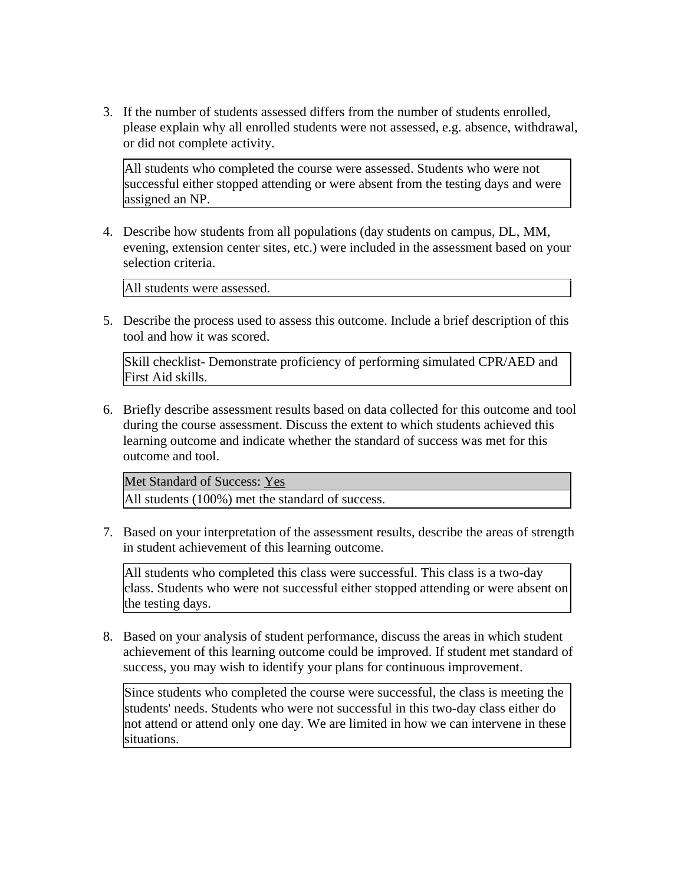3. If the number of students assessed differs from the number of students enrolled, please explain why all enrolled students were not assessed, e.g. absence, withdrawal, or did not complete activity.

| All students who completed the course were assessed. Students who were not successful either stopped attending or were absent from the testing days and were assigned an NP. |
| --- |

4. Describe how students from all populations (day students on campus, DL, MM, evening, extension center sites, etc.) were included in the assessment based on your selection criteria.

| All students were assessed. |
| --- |

5. Describe the process used to assess this outcome. Include a brief description of this tool and how it was scored.

| Skill checklist- Demonstrate proficiency of performing simulated CPR/AED and First Aid skills. |
| --- |

6. Briefly describe assessment results based on data collected for this outcome and tool during the course assessment. Discuss the extent to which students achieved this learning outcome and indicate whether the standard of success was met for this outcome and tool.

| Met Standard of Success: Yes |
| --- |
| All students (100%) met the standard of success. |

7. Based on your interpretation of the assessment results, describe the areas of strength in student achievement of this learning outcome.

| All students who completed this class were successful. This class is a two-day class. Students who were not successful either stopped attending or were absent on the testing days. |
| --- |

8. Based on your analysis of student performance, discuss the areas in which student achievement of this learning outcome could be improved. If student met standard of success, you may wish to identify your plans for continuous improvement.

| Since students who completed the course were successful, the class is meeting the students' needs. Students who were not successful in this two-day class either do not attend or attend only one day. We are limited in how we can intervene in these situations. |
| --- |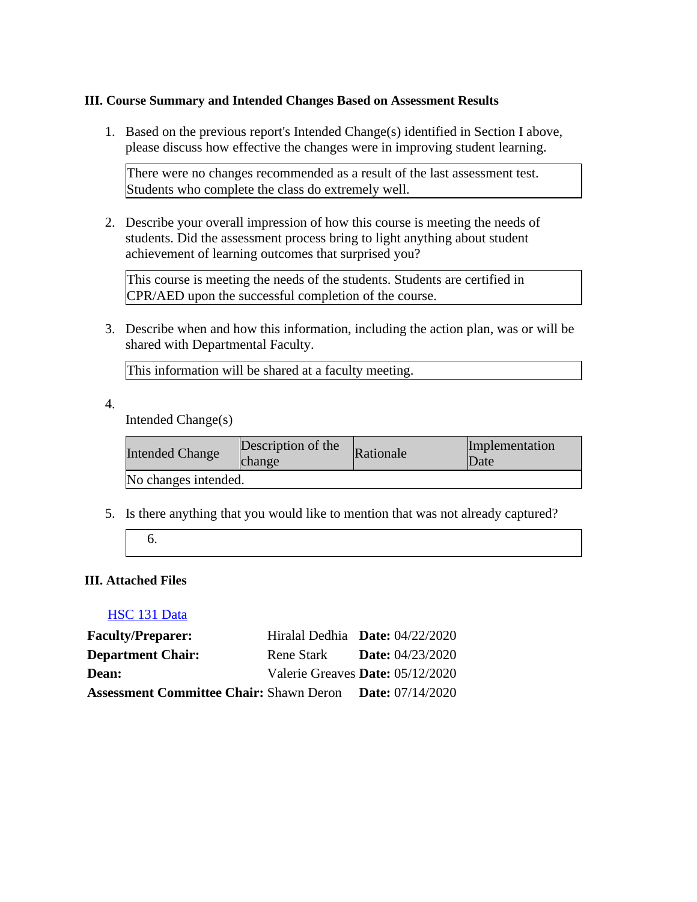### III. Course Summary and Intended Changes Based on Assessment Results

1. Based on the previous report's Intended Change(s) identified in Section I above, please discuss how effective the changes were in improving student learning.

   There were no changes recommended as a result of the last assessment test. Students who complete the class do extremely well.

2. Describe your overall impression of how this course is meeting the needs of students. Did the assessment process bring to light anything about student achievement of learning outcomes that surprised you?

   This course is meeting the needs of the students. Students are certified in CPR/AED upon the successful completion of the course.

3. Describe when and how this information, including the action plan, was or will be shared with Departmental Faculty.

   This information will be shared at a faculty meeting.

4. Intended Change(s)

| Intended Change | Description of the change | Rationale | Implementation Date |
|---|---|---|---|
| No changes intended. | | | |

5. Is there anything that you would like to mention that was not already captured?

   6.

### III. Attached Files

HSC 131 Data

| | | |
|---|---|---|
| **Faculty/Preparer:** | Hiralal Dedhia | **Date:** 04/22/2020 |
| **Department Chair:** | Rene Stark | **Date:** 04/23/2020 |
| **Dean:** | Valerie Greaves | **Date:** 05/12/2020 |
| **Assessment Committee Chair:** | Shawn Deron | **Date:** 07/14/2020 |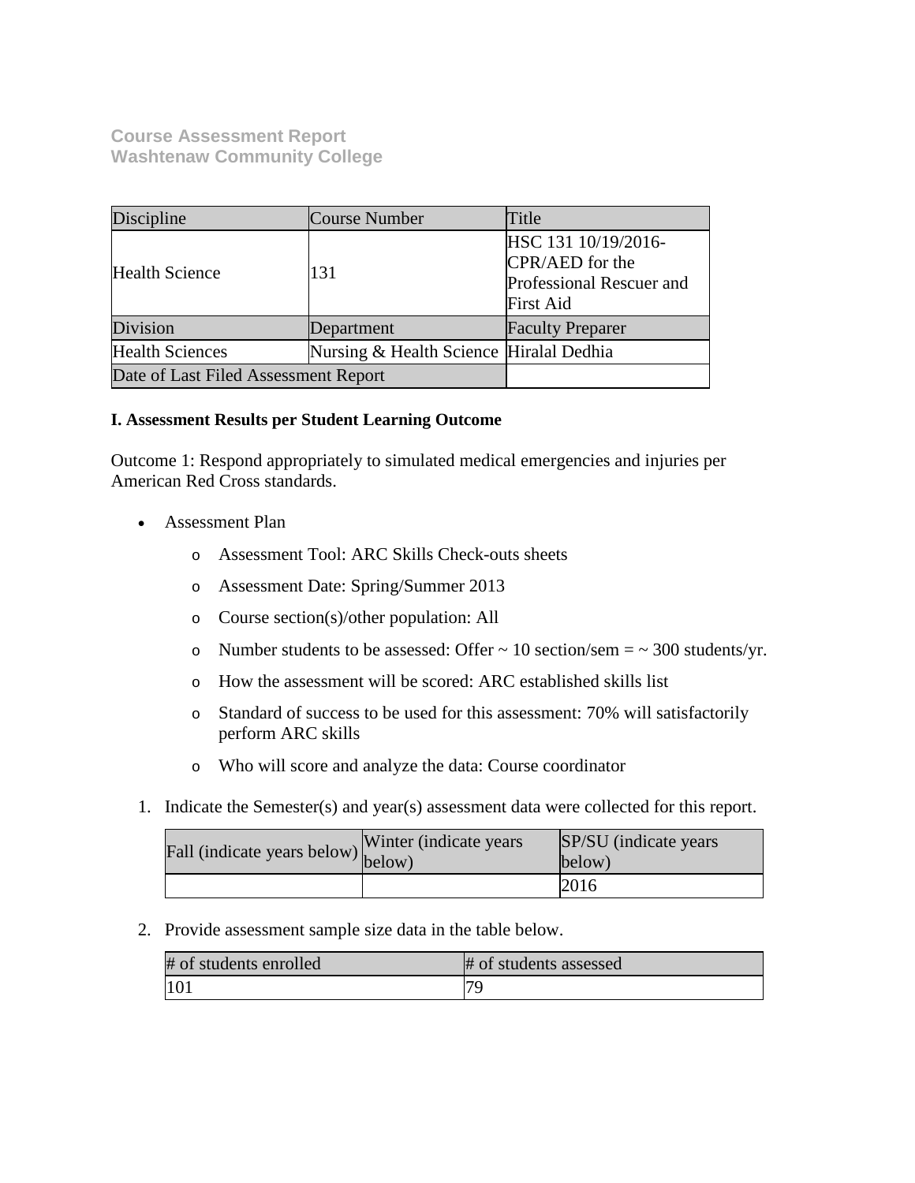**Course Assessment Report**
**Washtenaw Community College**

| Discipline | Course Number | Title |
| --- | --- | --- |
| Health Science | 131 | HSC 131 10/19/2016-CPR/AED for the Professional Rescuer and First Aid |
| Division | Department | Faculty Preparer |
| Health Sciences | Nursing & Health Science | Hiralal Dedhia |
| Date of Last Filed Assessment Report | | |

**I. Assessment Results per Student Learning Outcome**

Outcome 1: Respond appropriately to simulated medical emergencies and injuries per American Red Cross standards.

- Assessment Plan
  - Assessment Tool: ARC Skills Check-outs sheets
  - Assessment Date: Spring/Summer 2013
  - Course section(s)/other population: All
  - Number students to be assessed: Offer ~ 10 section/sem = ~ 300 students/yr.
  - How the assessment will be scored: ARC established skills list
  - Standard of success to be used for this assessment: 70% will satisfactorily perform ARC skills
  - Who will score and analyze the data: Course coordinator

1. Indicate the Semester(s) and year(s) assessment data were collected for this report.

| Fall (indicate years below) | Winter (indicate years below) | SP/SU (indicate years below) |
| --- | --- | --- |
| | | 2016 |

2. Provide assessment sample size data in the table below.

| # of students enrolled | # of students assessed |
| --- | --- |
| 101 | 79 |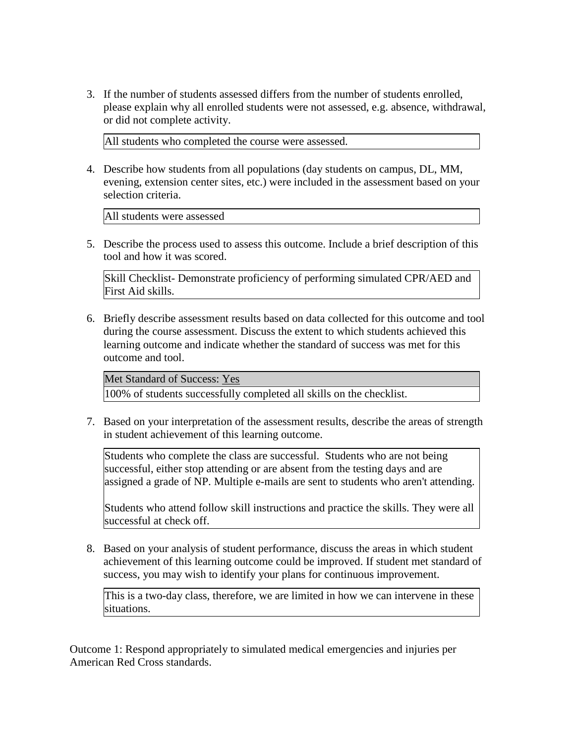3. If the number of students assessed differs from the number of students enrolled, please explain why all enrolled students were not assessed, e.g. absence, withdrawal, or did not complete activity.

| All students who completed the course were assessed. |
|---|

4. Describe how students from all populations (day students on campus, DL, MM, evening, extension center sites, etc.) were included in the assessment based on your selection criteria.

| All students were assessed |
|---|

5. Describe the process used to assess this outcome. Include a brief description of this tool and how it was scored.

| Skill Checklist- Demonstrate proficiency of performing simulated CPR/AED and First Aid skills. |
|---|

6. Briefly describe assessment results based on data collected for this outcome and tool during the course assessment. Discuss the extent to which students achieved this learning outcome and indicate whether the standard of success was met for this outcome and tool.

| Met Standard of Success: Yes |
|---|
| 100% of students successfully completed all skills on the checklist. |

7. Based on your interpretation of the assessment results, describe the areas of strength in student achievement of this learning outcome.

| Students who complete the class are successful. Students who are not being successful, either stop attending or are absent from the testing days and are assigned a grade of NP. Multiple e-mails are sent to students who aren't attending.<br><br>Students who attend follow skill instructions and practice the skills. They were all successful at check off. |
|---|

8. Based on your analysis of student performance, discuss the areas in which student achievement of this learning outcome could be improved. If student met standard of success, you may wish to identify your plans for continuous improvement.

| This is a two-day class, therefore, we are limited in how we can intervene in these situations. |
|---|

Outcome 1: Respond appropriately to simulated medical emergencies and injuries per American Red Cross standards.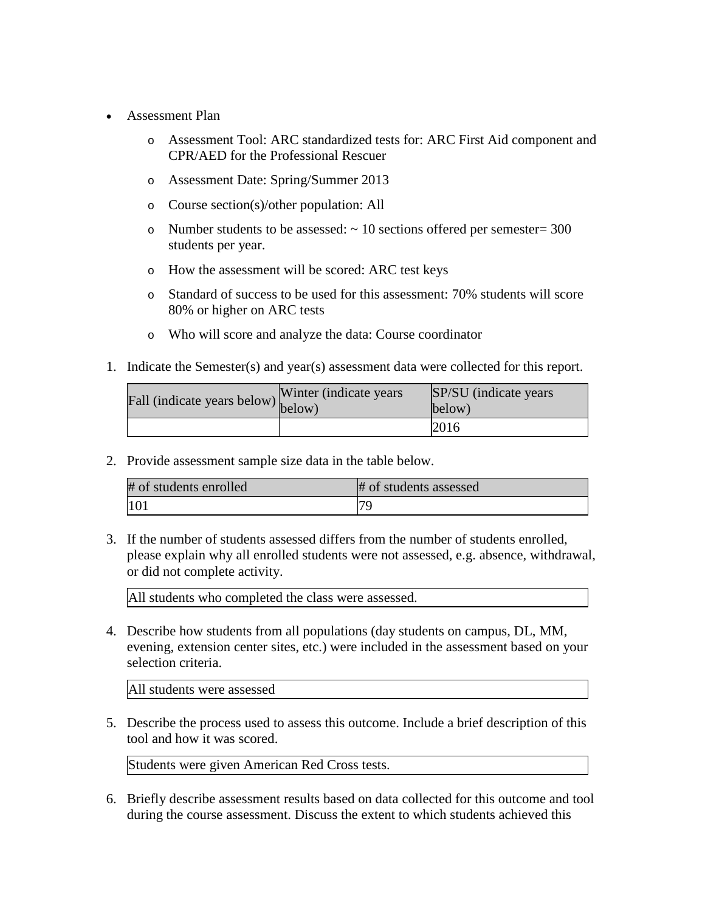- Assessment Plan
  - Assessment Tool: ARC standardized tests for: ARC First Aid component and CPR/AED for the Professional Rescuer
  - Assessment Date: Spring/Summer 2013
  - Course section(s)/other population: All
  - Number students to be assessed: ~ 10 sections offered per semester= 300 students per year.
  - How the assessment will be scored: ARC test keys
  - Standard of success to be used for this assessment: 70% students will score 80% or higher on ARC tests
  - Who will score and analyze the data: Course coordinator

1. Indicate the Semester(s) and year(s) assessment data were collected for this report.

| Fall (indicate years below) | Winter (indicate years below) | SP/SU (indicate years below) |
|---|---|---|
| | | 2016 |

2. Provide assessment sample size data in the table below.

| # of students enrolled | # of students assessed |
|---|---|
| 101 | 79 |

3. If the number of students assessed differs from the number of students enrolled, please explain why all enrolled students were not assessed, e.g. absence, withdrawal, or did not complete activity.

| All students who completed the class were assessed. |
|---|

4. Describe how students from all populations (day students on campus, DL, MM, evening, extension center sites, etc.) were included in the assessment based on your selection criteria.

| All students were assessed |
|---|

5. Describe the process used to assess this outcome. Include a brief description of this tool and how it was scored.

| Students were given American Red Cross tests. |
|---|

6. Briefly describe assessment results based on data collected for this outcome and tool during the course assessment. Discuss the extent to which students achieved this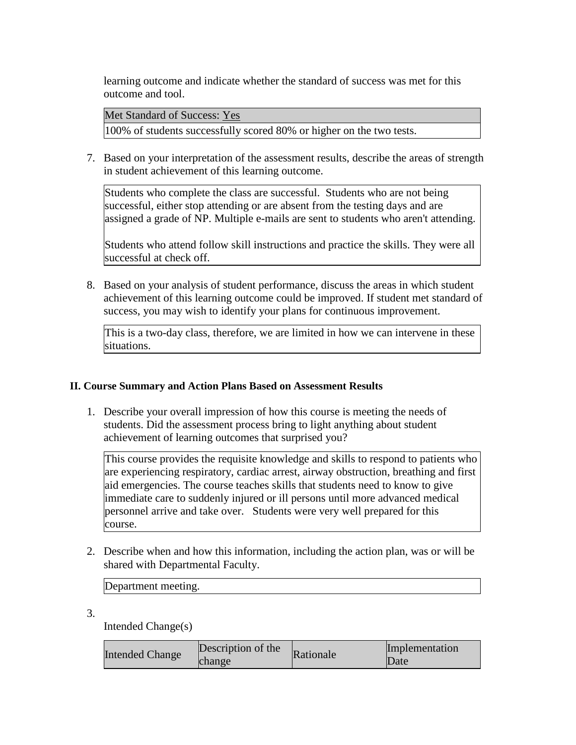learning outcome and indicate whether the standard of success was met for this outcome and tool.

| Met Standard of Success: Yes |
| --- |
| 100% of students successfully scored 80% or higher on the two tests. |

7. Based on your interpretation of the assessment results, describe the areas of strength in student achievement of this learning outcome.

   Students who complete the class are successful.  Students who are not being successful, either stop attending or are absent from the testing days and are assigned a grade of NP. Multiple e-mails are sent to students who aren't attending.

   Students who attend follow skill instructions and practice the skills. They were all successful at check off.

8. Based on your analysis of student performance, discuss the areas in which student achievement of this learning outcome could be improved. If student met standard of success, you may wish to identify your plans for continuous improvement.

   This is a two-day class, therefore, we are limited in how we can intervene in these situations.

**II. Course Summary and Action Plans Based on Assessment Results**

1. Describe your overall impression of how this course is meeting the needs of students. Did the assessment process bring to light anything about student achievement of learning outcomes that surprised you?

   This course provides the requisite knowledge and skills to respond to patients who are experiencing respiratory, cardiac arrest, airway obstruction, breathing and first aid emergencies. The course teaches skills that students need to know to give immediate care to suddenly injured or ill persons until more advanced medical personnel arrive and take over.   Students were very well prepared for this course.

2. Describe when and how this information, including the action plan, was or will be shared with Departmental Faculty.

   Department meeting.

3. Intended Change(s)

| Intended Change | Description of the change | Rationale | Implementation Date |
| --- | --- | --- | --- |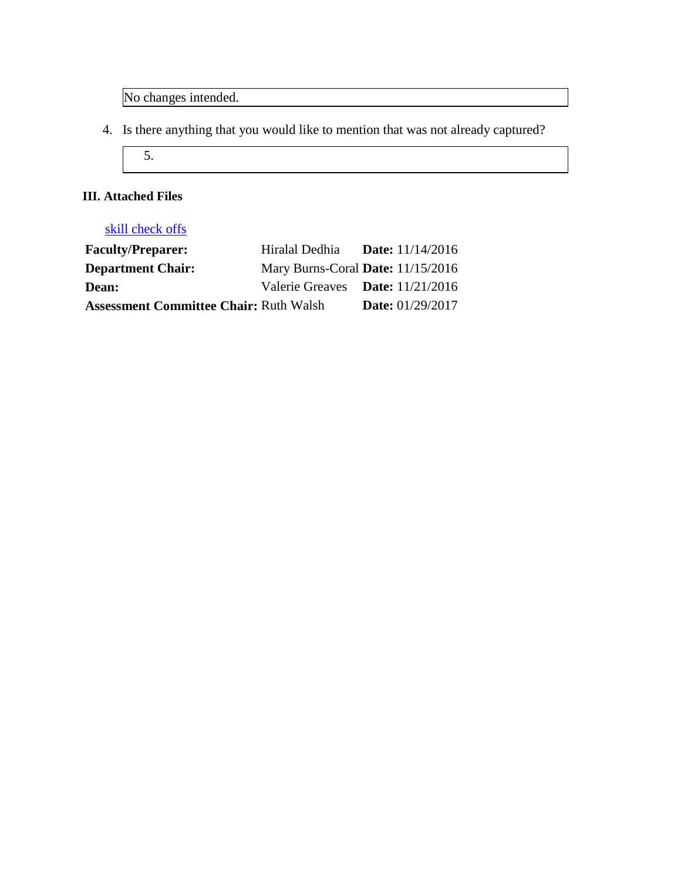No changes intended.

4. Is there anything that you would like to mention that was not already captured?

5.

**III. Attached Files**

skill check offs

| | | |
|---|---|---|
| **Faculty/Preparer:** | Hiralal Dedhia | **Date:** 11/14/2016 |
| **Department Chair:** | Mary Burns-Coral | **Date:** 11/15/2016 |
| **Dean:** | Valerie Greaves | **Date:** 11/21/2016 |
| **Assessment Committee Chair:** | Ruth Walsh | **Date:** 01/29/2017 |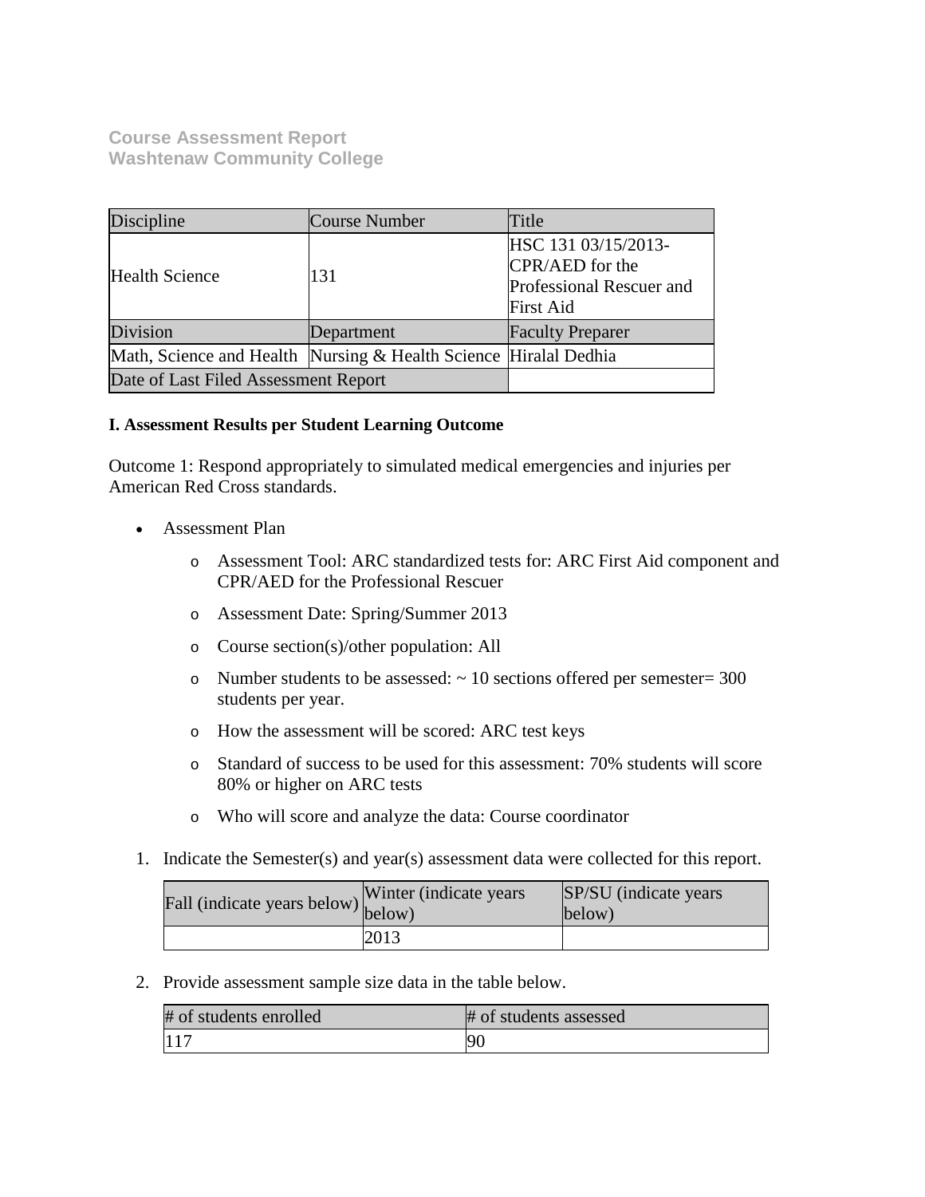**Course Assessment Report**
**Washtenaw Community College**

| Discipline | Course Number | Title |
|---|---|---|
| Health Science | 131 | HSC 131 03/15/2013-CPR/AED for the Professional Rescuer and First Aid |
| Division | Department | Faculty Preparer |
| Math, Science and Health | Nursing & Health Science | Hiralal Dedhia |
| Date of Last Filed Assessment Report | | |

**I. Assessment Results per Student Learning Outcome**

Outcome 1: Respond appropriately to simulated medical emergencies and injuries per American Red Cross standards.

- Assessment Plan
    - Assessment Tool: ARC standardized tests for: ARC First Aid component and CPR/AED for the Professional Rescuer
    - Assessment Date: Spring/Summer 2013
    - Course section(s)/other population: All
    - Number students to be assessed: ~ 10 sections offered per semester= 300 students per year.
    - How the assessment will be scored: ARC test keys
    - Standard of success to be used for this assessment: 70% students will score 80% or higher on ARC tests
    - Who will score and analyze the data: Course coordinator

1. Indicate the Semester(s) and year(s) assessment data were collected for this report.

| Fall (indicate years below) | Winter (indicate years below) | SP/SU (indicate years below) |
|---|---|---|
| | 2013 | |

2. Provide assessment sample size data in the table below.

| # of students enrolled | # of students assessed |
|---|---|
| 117 | 90 |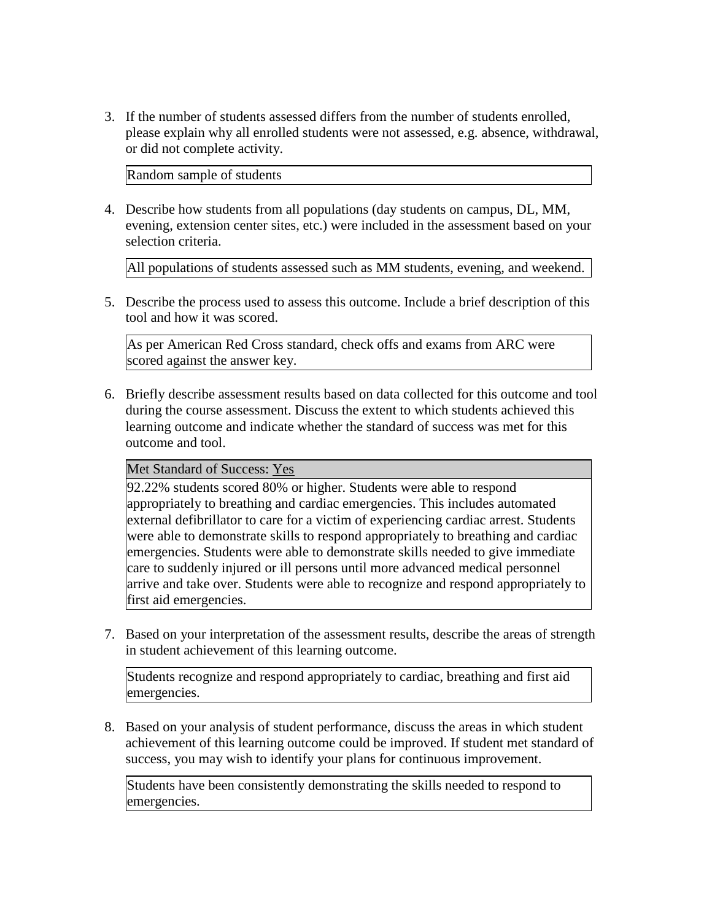3. If the number of students assessed differs from the number of students enrolled, please explain why all enrolled students were not assessed, e.g. absence, withdrawal, or did not complete activity.

   Random sample of students

4. Describe how students from all populations (day students on campus, DL, MM, evening, extension center sites, etc.) were included in the assessment based on your selection criteria.

   All populations of students assessed such as MM students, evening, and weekend.

5. Describe the process used to assess this outcome. Include a brief description of this tool and how it was scored.

   As per American Red Cross standard, check offs and exams from ARC were scored against the answer key.

6. Briefly describe assessment results based on data collected for this outcome and tool during the course assessment. Discuss the extent to which students achieved this learning outcome and indicate whether the standard of success was met for this outcome and tool.

   Met Standard of Success: Yes

   92.22% students scored 80% or higher. Students were able to respond appropriately to breathing and cardiac emergencies. This includes automated external defibrillator to care for a victim of experiencing cardiac arrest. Students were able to demonstrate skills to respond appropriately to breathing and cardiac emergencies. Students were able to demonstrate skills needed to give immediate care to suddenly injured or ill persons until more advanced medical personnel arrive and take over. Students were able to recognize and respond appropriately to first aid emergencies.

7. Based on your interpretation of the assessment results, describe the areas of strength in student achievement of this learning outcome.

   Students recognize and respond appropriately to cardiac, breathing and first aid emergencies.

8. Based on your analysis of student performance, discuss the areas in which student achievement of this learning outcome could be improved. If student met standard of success, you may wish to identify your plans for continuous improvement.

   Students have been consistently demonstrating the skills needed to respond to emergencies.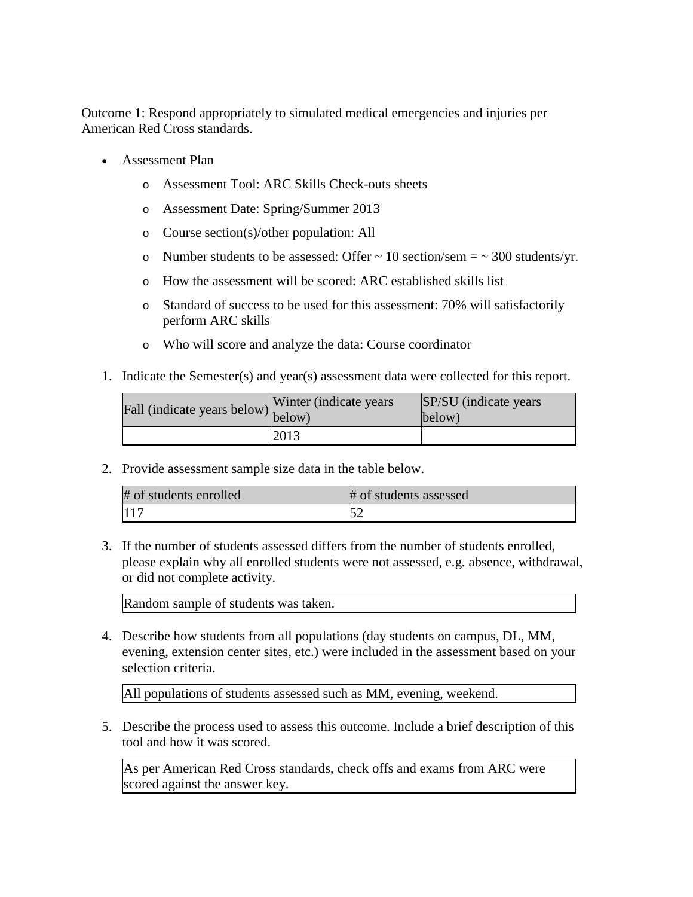Outcome 1: Respond appropriately to simulated medical emergencies and injuries per American Red Cross standards.

- Assessment Plan
  - Assessment Tool: ARC Skills Check-outs sheets
  - Assessment Date: Spring/Summer 2013
  - Course section(s)/other population: All
  - Number students to be assessed: Offer ~ 10 section/sem = ~ 300 students/yr.
  - How the assessment will be scored: ARC established skills list
  - Standard of success to be used for this assessment: 70% will satisfactorily perform ARC skills
  - Who will score and analyze the data: Course coordinator

1. Indicate the Semester(s) and year(s) assessment data were collected for this report.

| Fall (indicate years below) | Winter (indicate years below) | SP/SU (indicate years below) |
|---|---|---|
| | 2013 | |

2. Provide assessment sample size data in the table below.

| # of students enrolled | # of students assessed |
|---|---|
| 117 | 52 |

3. If the number of students assessed differs from the number of students enrolled, please explain why all enrolled students were not assessed, e.g. absence, withdrawal, or did not complete activity.

| Random sample of students was taken. |
|---|

4. Describe how students from all populations (day students on campus, DL, MM, evening, extension center sites, etc.) were included in the assessment based on your selection criteria.

| All populations of students assessed such as MM, evening, weekend. |
|---|

5. Describe the process used to assess this outcome. Include a brief description of this tool and how it was scored.

| As per American Red Cross standards, check offs and exams from ARC were scored against the answer key. |
|---|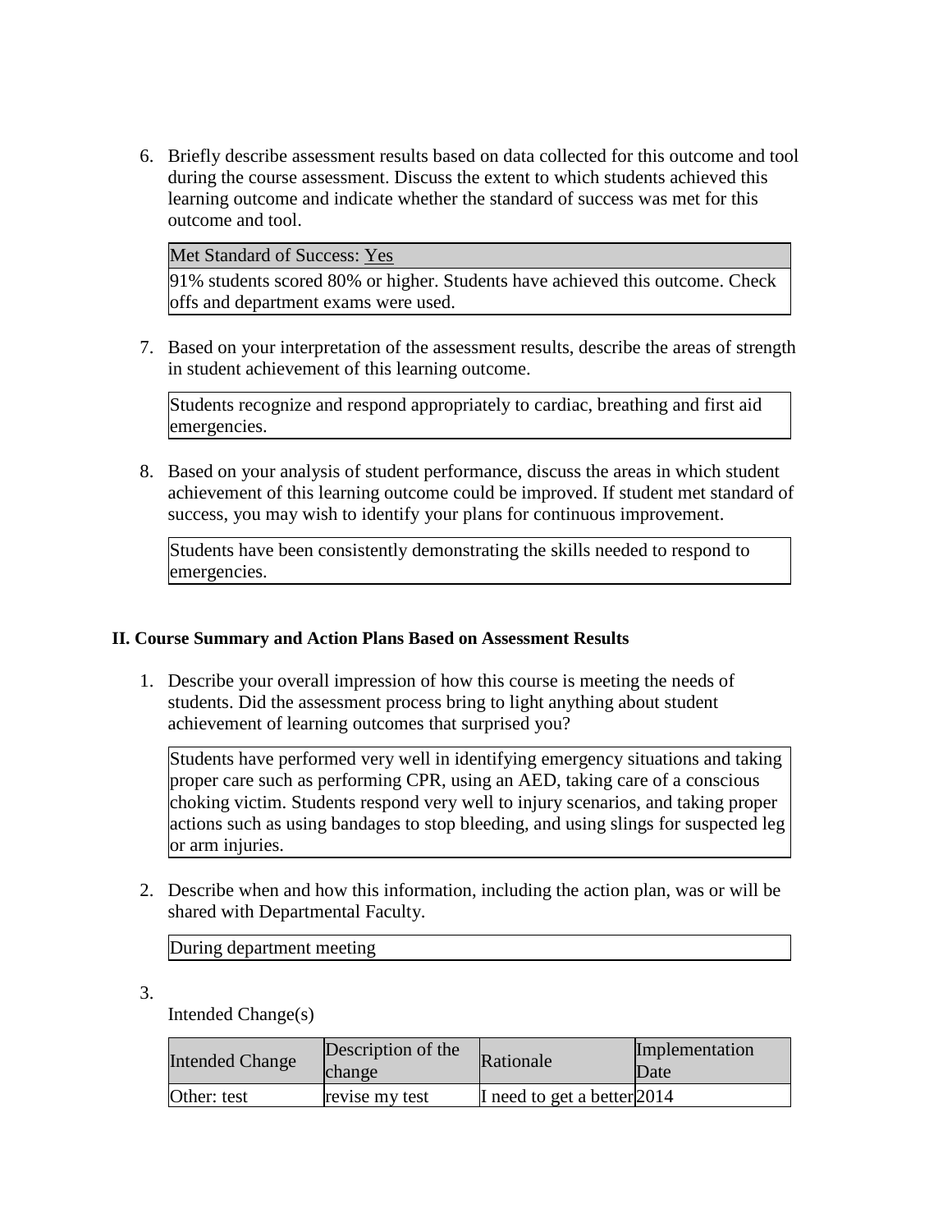6. Briefly describe assessment results based on data collected for this outcome and tool during the course assessment. Discuss the extent to which students achieved this learning outcome and indicate whether the standard of success was met for this outcome and tool.

| Met Standard of Success: Yes |
|---|
| 91% students scored 80% or higher. Students have achieved this outcome. Check offs and department exams were used. |

7. Based on your interpretation of the assessment results, describe the areas of strength in student achievement of this learning outcome.

| Students recognize and respond appropriately to cardiac, breathing and first aid emergencies. |
|---|

8. Based on your analysis of student performance, discuss the areas in which student achievement of this learning outcome could be improved. If student met standard of success, you may wish to identify your plans for continuous improvement.

| Students have been consistently demonstrating the skills needed to respond to emergencies. |
|---|

**II. Course Summary and Action Plans Based on Assessment Results**

1. Describe your overall impression of how this course is meeting the needs of students. Did the assessment process bring to light anything about student achievement of learning outcomes that surprised you?

| Students have performed very well in identifying emergency situations and taking proper care such as performing CPR, using an AED, taking care of a conscious choking victim. Students respond very well to injury scenarios, and taking proper actions such as using bandages to stop bleeding, and using slings for suspected leg or arm injuries. |
|---|

2. Describe when and how this information, including the action plan, was or will be shared with Departmental Faculty.

| During department meeting |
|---|

3. 

Intended Change(s)

| Intended Change | Description of the change | Rationale | Implementation Date |
|---|---|---|---|
| Other: test | revise my test | I need to get a better | 2014 |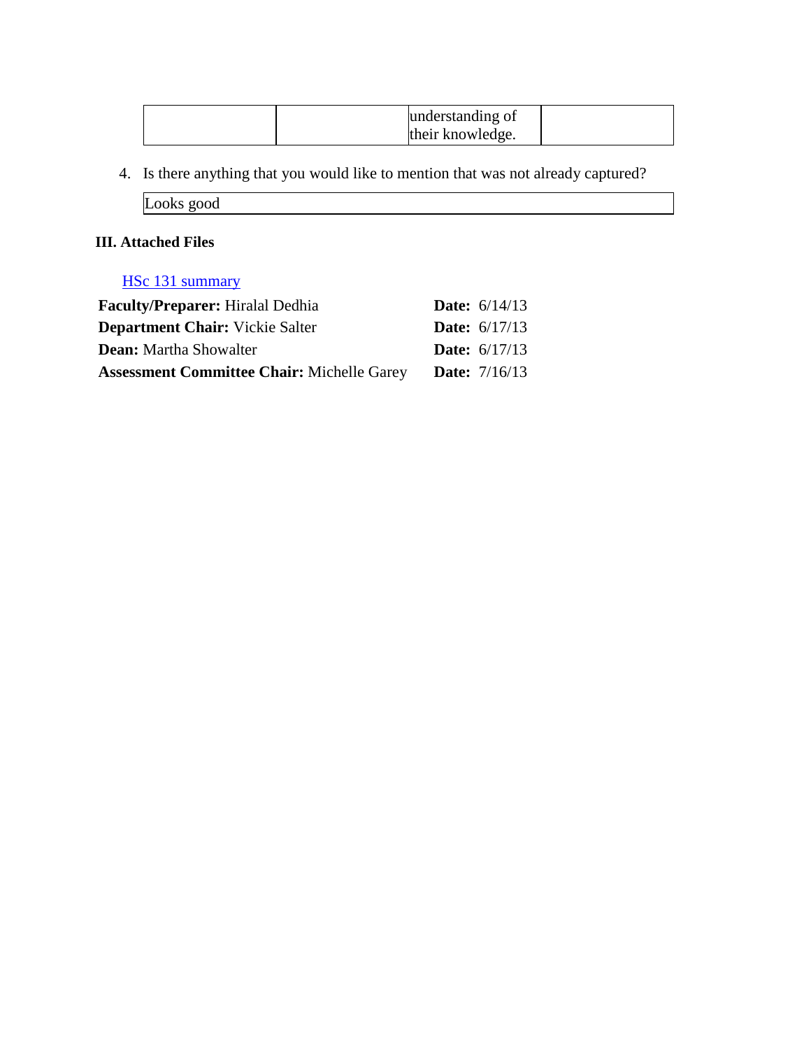| | | understanding of their knowledge. | |
|---|---|---|---|

4. Is there anything that you would like to mention that was not already captured?

| Looks good |
|---|

### III. Attached Files

[HSc 131 summary]

| | |
|---|---|
| **Faculty/Preparer:** Hiralal Dedhia | **Date:** 6/14/13 |
| **Department Chair:** Vickie Salter | **Date:** 6/17/13 |
| **Dean:** Martha Showalter | **Date:** 6/17/13 |
| **Assessment Committee Chair:** Michelle Garey | **Date:** 7/16/13 |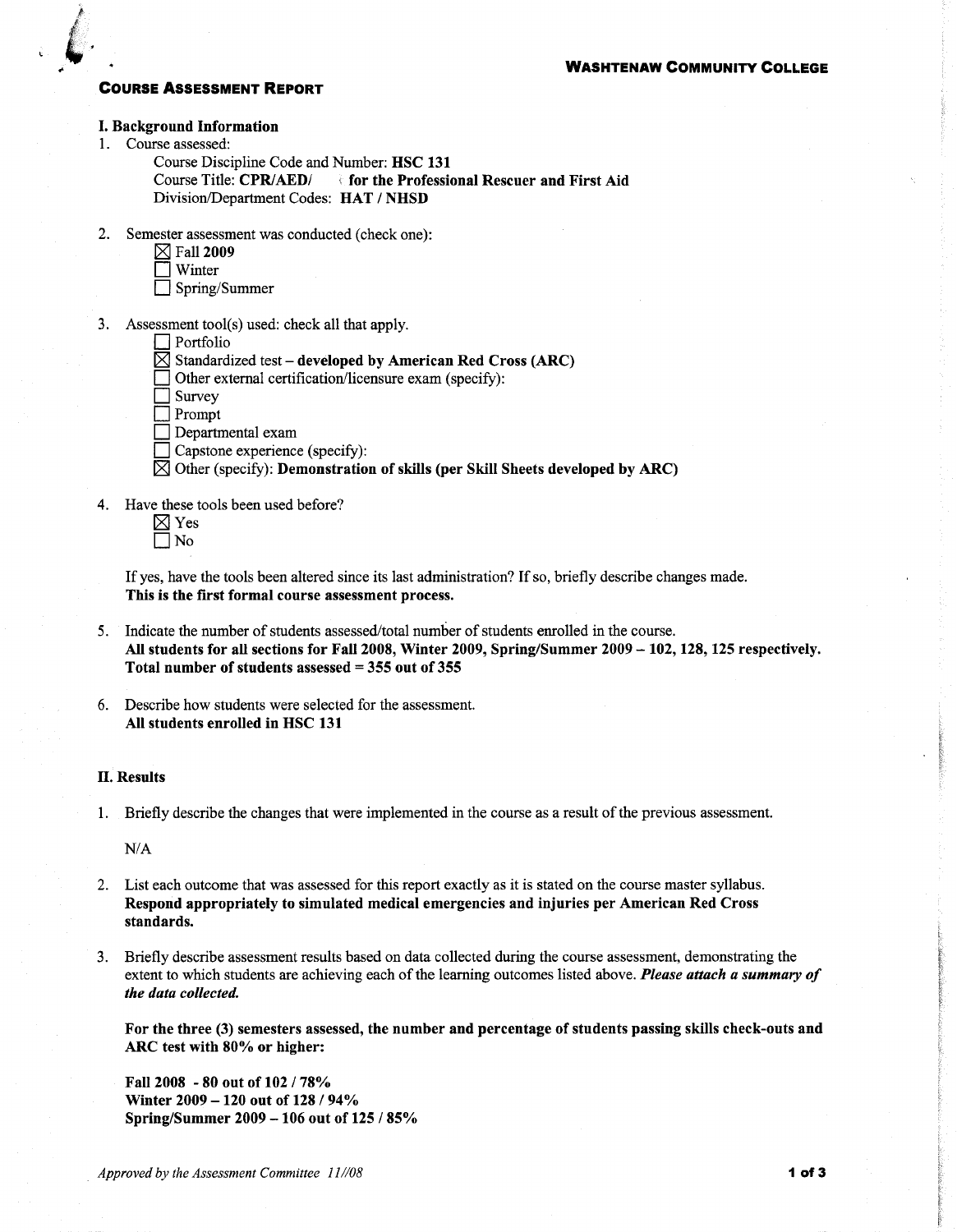**WASHTENAW COMMUNITY COLLEGE**

## COURSE ASSESSMENT REPORT

### I. Background Information

1. Course assessed:
   Course Discipline Code and Number: **HSC 131**
   Course Title: **CPR/AED/ for the Professional Rescuer and First Aid**
   Division/Department Codes: **HAT / NHSD**

2. Semester assessment was conducted (check one):
   - [x] Fall **2009**
   - [ ] Winter
   - [ ] Spring/Summer

3. Assessment tool(s) used: check all that apply.
   - [ ] Portfolio
   - [x] Standardized test – **developed by American Red Cross (ARC)**
   - [ ] Other external certification/licensure exam (specify):
   - [ ] Survey
   - [ ] Prompt
   - [ ] Departmental exam
   - [ ] Capstone experience (specify):
   - [x] Other (specify): **Demonstration of skills (per Skill Sheets developed by ARC)**

4. Have these tools been used before?
   - [x] Yes
   - [ ] No

   If yes, have the tools been altered since its last administration? If so, briefly describe changes made.
   **This is the first formal course assessment process.**

5. Indicate the number of students assessed/total number of students enrolled in the course.
   **All students for all sections for Fall 2008, Winter 2009, Spring/Summer 2009 – 102, 128, 125 respectively. Total number of students assessed = 355 out of 355**

6. Describe how students were selected for the assessment.
   **All students enrolled in HSC 131**

### II. Results

1. Briefly describe the changes that were implemented in the course as a result of the previous assessment.

   N/A

2. List each outcome that was assessed for this report exactly as it is stated on the course master syllabus.
   **Respond appropriately to simulated medical emergencies and injuries per American Red Cross standards.**

3. Briefly describe assessment results based on data collected during the course assessment, demonstrating the extent to which students are achieving each of the learning outcomes listed above. ***Please attach a summary of the data collected.***

   **For the three (3) semesters assessed, the number and percentage of students passing skills check-outs and ARC test with 80% or higher:**

   **Fall 2008 - 80 out of 102 / 78%**
   **Winter 2009 – 120 out of 128 / 94%**
   **Spring/Summer 2009 – 106 out of 125 / 85%**

*Approved by the Assessment Committee 11//08*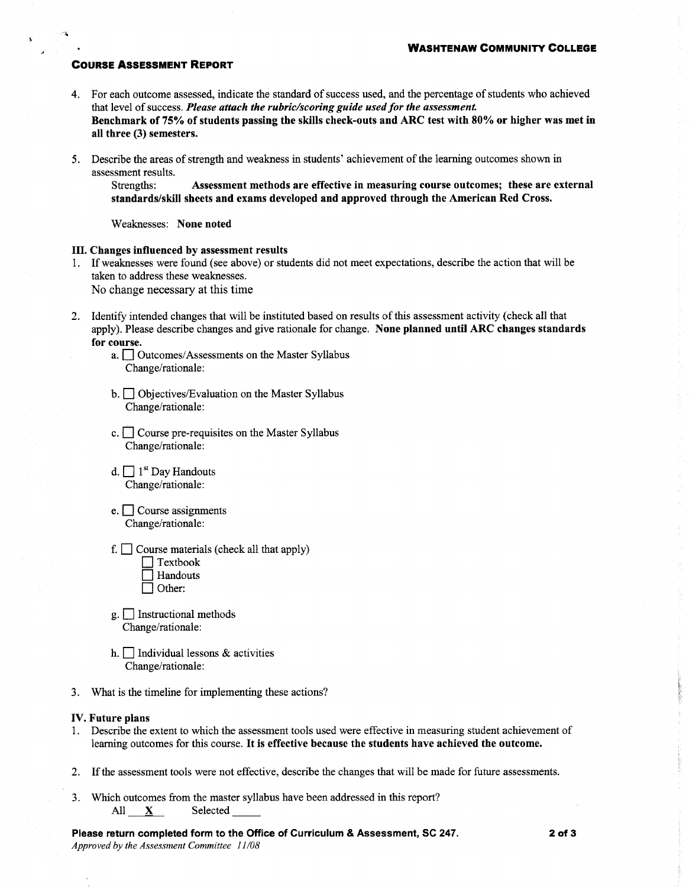**COURSE ASSESSMENT REPORT**

4. For each outcome assessed, indicate the standard of success used, and the percentage of students who achieved that level of success. ***Please attach the rubric/scoring guide used for the assessment.***
   **Benchmark of 75% of students passing the skills check-outs and ARC test with 80% or higher was met in all three (3) semesters.**

5. Describe the areas of strength and weakness in students' achievement of the learning outcomes shown in assessment results.
   Strengths: **Assessment methods are effective in measuring course outcomes; these are external standards/skill sheets and exams developed and approved through the American Red Cross.**

   Weaknesses: **None noted**

### III. Changes influenced by assessment results

1. If weaknesses were found (see above) or students did not meet expectations, describe the action that will be taken to address these weaknesses.
   No change necessary at this time

2. Identify intended changes that will be instituted based on results of this assessment activity (check all that apply). Please describe changes and give rationale for change. **None planned until ARC changes standards for course.**
   - a. ☐ Outcomes/Assessments on the Master Syllabus
     Change/rationale:
   - b. ☐ Objectives/Evaluation on the Master Syllabus
     Change/rationale:
   - c. ☐ Course pre-requisites on the Master Syllabus
     Change/rationale:
   - d. ☐ 1st Day Handouts
     Change/rationale:
   - e. ☐ Course assignments
     Change/rationale:
   - f. ☐ Course materials (check all that apply)
     - ☐ Textbook
     - ☐ Handouts
     - ☐ Other:
   - g. ☐ Instructional methods
     Change/rationale:
   - h. ☐ Individual lessons & activities
     Change/rationale:

3. What is the timeline for implementing these actions?

### IV. Future plans

1. Describe the extent to which the assessment tools used were effective in measuring student achievement of learning outcomes for this course. **It is effective because the students have achieved the outcome.**

2. If the assessment tools were not effective, describe the changes that will be made for future assessments.

3. Which outcomes from the master syllabus have been addressed in this report?
   All \_\_X\_\_ Selected \_\_\_\_\_

**Please return completed form to the Office of Curriculum & Assessment, SC 247.**
*Approved by the Assessment Committee 11/08*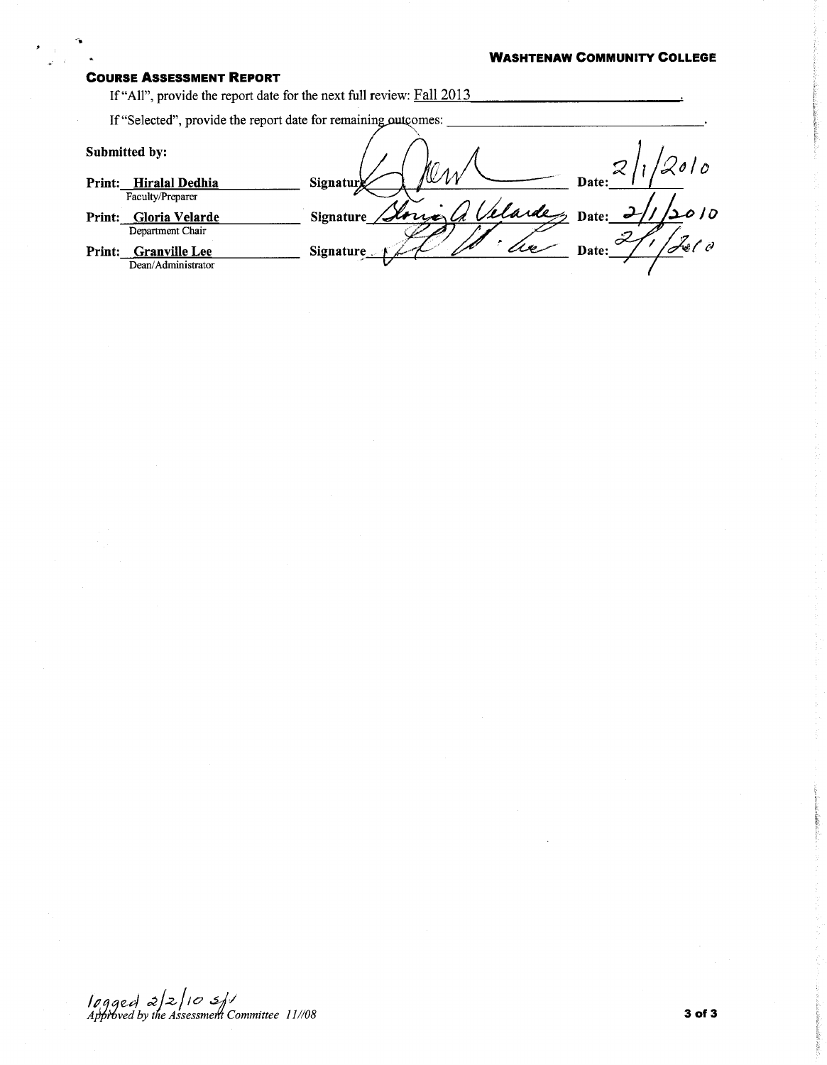## Course Assessment Report

If "All", provide the report date for the next full review: Fall 2013.

If "Selected", provide the report date for remaining outcomes: ______________.

**Submitted by:**

| | | |
|---|---|---|
| **Print:** Hiralal Dedhia<br>Faculty/Preparer | **Signature** | **Date:** 2/1/2010 |
| **Print:** Gloria Velarde<br>Department Chair | **Signature** Gloria A Velarde | **Date:** 2/1/2010 |
| **Print:** Granville Lee<br>Dean/Administrator | **Signature** | **Date:** 2/1/2010 |

logged 2/2/10 sl

*Approved by the Assessment Committee 11//08*